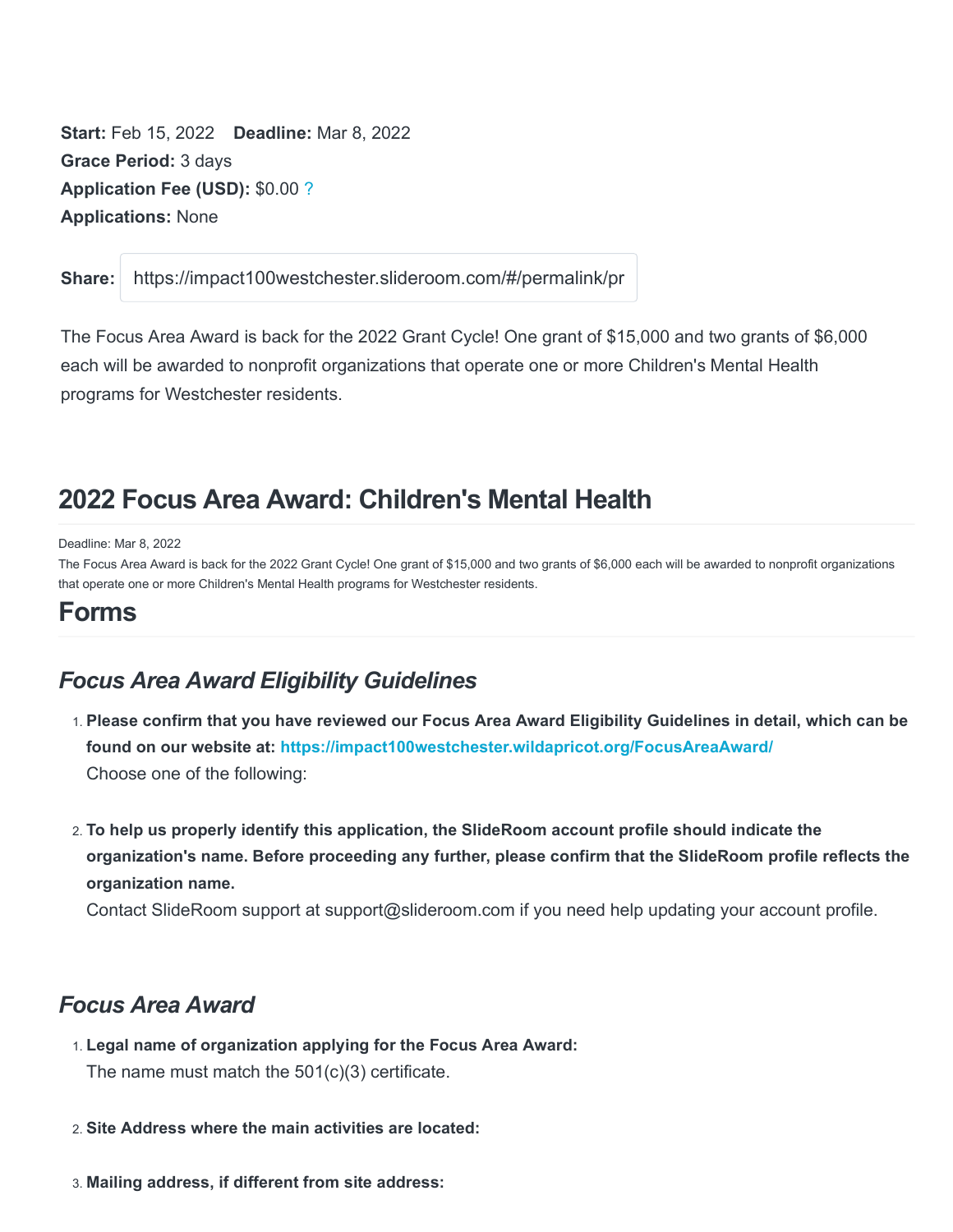**Start:** Feb 15, 2022 **Deadline:** Mar 8, 2022
**Grace Period:** 3 days
**Application Fee (USD):** $0.00 ?
**Applications:** None

**Share:** https://impact100westchester.slideroom.com/#/permalink/pr

The Focus Area Award is back for the 2022 Grant Cycle! One grant of $15,000 and two grants of $6,000 each will be awarded to nonprofit organizations that operate one or more Children's Mental Health programs for Westchester residents.

## 2022 Focus Area Award: Children's Mental Health

Deadline: Mar 8, 2022
The Focus Area Award is back for the 2022 Grant Cycle! One grant of $15,000 and two grants of $6,000 each will be awarded to nonprofit organizations that operate one or more Children's Mental Health programs for Westchester residents.

## Forms

### *Focus Area Award Eligibility Guidelines*

1. **Please confirm that you have reviewed our Focus Area Award Eligibility Guidelines in detail, which can be found on our website at: https://impact100westchester.wildapricot.org/FocusAreaAward/**
   Choose one of the following:

2. **To help us properly identify this application, the SlideRoom account profile should indicate the organization's name. Before proceeding any further, please confirm that the SlideRoom profile reflects the organization name.**
   Contact SlideRoom support at support@slideroom.com if you need help updating your account profile.

### *Focus Area Award*

1. **Legal name of organization applying for the Focus Area Award:**
   The name must match the 501(c)(3) certificate.

2. **Site Address where the main activities are located:**

3. **Mailing address, if different from site address:**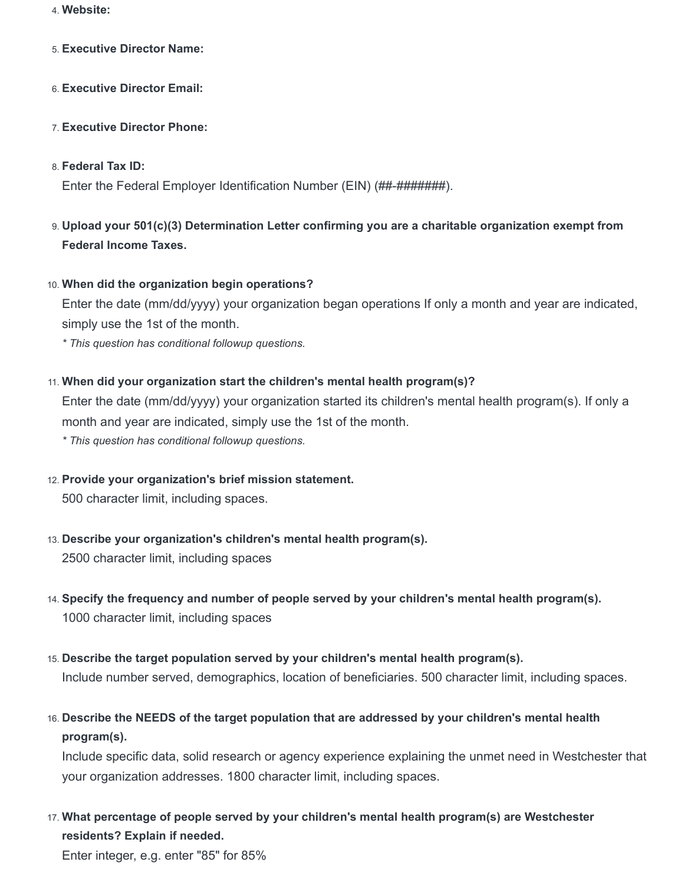4. **Website:**

5. **Executive Director Name:**

6. **Executive Director Email:**

7. **Executive Director Phone:**

8. **Federal Tax ID:**
   Enter the Federal Employer Identification Number (EIN) (##-#######).

9. **Upload your 501(c)(3) Determination Letter confirming you are a charitable organization exempt from Federal Income Taxes.**

10. **When did the organization begin operations?**
    Enter the date (mm/dd/yyyy) your organization began operations If only a month and year are indicated, simply use the 1st of the month.
    *\* This question has conditional followup questions.*

11. **When did your organization start the children's mental health program(s)?**
    Enter the date (mm/dd/yyyy) your organization started its children's mental health program(s). If only a month and year are indicated, simply use the 1st of the month.
    *\* This question has conditional followup questions.*

12. **Provide your organization's brief mission statement.**
    500 character limit, including spaces.

13. **Describe your organization's children's mental health program(s).**
    2500 character limit, including spaces

14. **Specify the frequency and number of people served by your children's mental health program(s).**
    1000 character limit, including spaces

15. **Describe the target population served by your children's mental health program(s).**
    Include number served, demographics, location of beneficiaries. 500 character limit, including spaces.

16. **Describe the NEEDS of the target population that are addressed by your children's mental health program(s).**
    Include specific data, solid research or agency experience explaining the unmet need in Westchester that your organization addresses. 1800 character limit, including spaces.

17. **What percentage of people served by your children's mental health program(s) are Westchester residents? Explain if needed.**
    Enter integer, e.g. enter "85" for 85%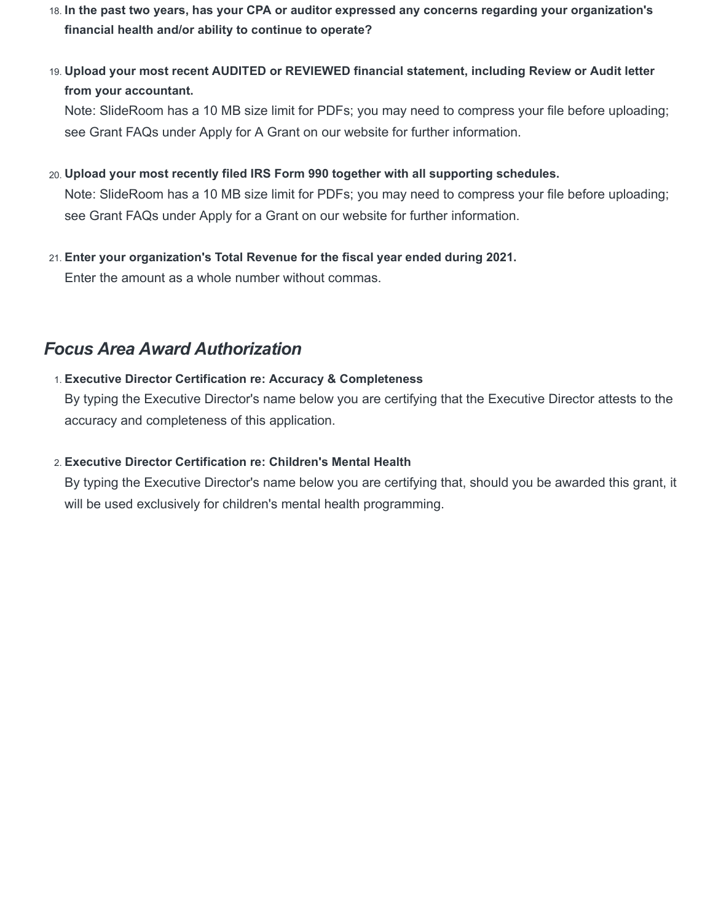18. **In the past two years, has your CPA or auditor expressed any concerns regarding your organization's financial health and/or ability to continue to operate?**

19. **Upload your most recent AUDITED or REVIEWED financial statement, including Review or Audit letter from your accountant.**
    Note: SlideRoom has a 10 MB size limit for PDFs; you may need to compress your file before uploading; see Grant FAQs under Apply for A Grant on our website for further information.

20. **Upload your most recently filed IRS Form 990 together with all supporting schedules.**
    Note: SlideRoom has a 10 MB size limit for PDFs; you may need to compress your file before uploading; see Grant FAQs under Apply for a Grant on our website for further information.

21. **Enter your organization's Total Revenue for the fiscal year ended during 2021.**
    Enter the amount as a whole number without commas.

## *Focus Area Award Authorization*

1. **Executive Director Certification re: Accuracy & Completeness**
   By typing the Executive Director's name below you are certifying that the Executive Director attests to the accuracy and completeness of this application.

2. **Executive Director Certification re: Children's Mental Health**
   By typing the Executive Director's name below you are certifying that, should you be awarded this grant, it will be used exclusively for children's mental health programming.